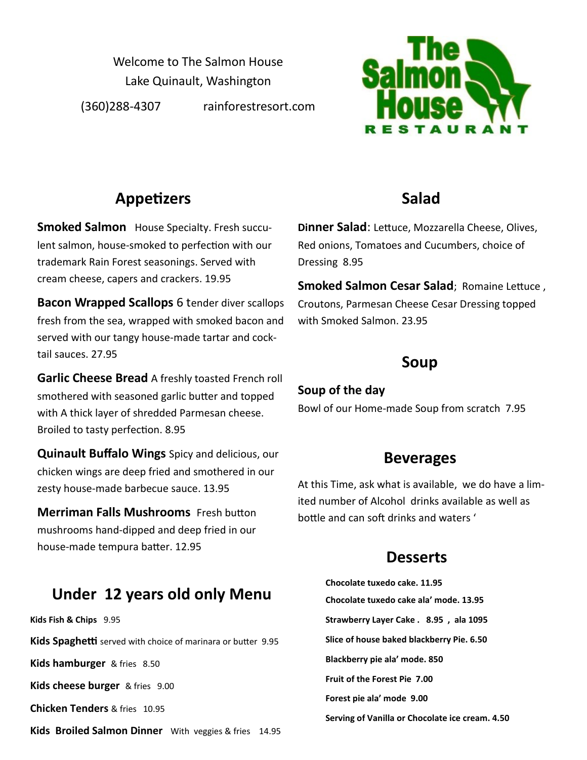Welcome to The Salmon House
Lake Quinault, Washington
(360)288-4307 rainforestresort.com

# The Salmon House RESTAURANT

## Appetizers

**Smoked Salmon** House Specialty. Fresh succulent salmon, house-smoked to perfection with our trademark Rain Forest seasonings. Served with cream cheese, capers and crackers. 19.95

**Bacon Wrapped Scallops** 6 tender diver scallops fresh from the sea, wrapped with smoked bacon and served with our tangy house-made tartar and cocktail sauces. 27.95

**Garlic Cheese Bread** A freshly toasted French roll smothered with seasoned garlic butter and topped with A thick layer of shredded Parmesan cheese. Broiled to tasty perfection. 8.95

**Quinault Buffalo Wings** Spicy and delicious, our chicken wings are deep fried and smothered in our zesty house-made barbecue sauce. 13.95

**Merriman Falls Mushrooms** Fresh button mushrooms hand-dipped and deep fried in our house-made tempura batter. 12.95

## Under 12 years old only Menu

**Kids Fish & Chips** 9.95

**Kids Spaghetti** served with choice of marinara or butter 9.95

**Kids hamburger** & fries 8.50

**Kids cheese burger** & fries 9.00

**Chicken Tenders** & fries 10.95

**Kids Broiled Salmon Dinner** With veggies & fries 14.95

## Salad

**Dinner Salad**: Lettuce, Mozzarella Cheese, Olives, Red onions, Tomatoes and Cucumbers, choice of Dressing 8.95

**Smoked Salmon Cesar Salad**; Romaine Lettuce , Croutons, Parmesan Cheese Cesar Dressing topped with Smoked Salmon. 23.95

## Soup

**Soup of the day**
Bowl of our Home-made Soup from scratch 7.95

## Beverages

At this Time, ask what is available, we do have a limited number of Alcohol drinks available as well as bottle and can soft drinks and waters '

## Desserts

**Chocolate tuxedo cake. 11.95**

**Chocolate tuxedo cake ala' mode. 13.95**

**Strawberry Layer Cake . 8.95 , ala 1095**

**Slice of house baked blackberry Pie. 6.50**

**Blackberry pie ala' mode. 850**

**Fruit of the Forest Pie 7.00**

**Forest pie ala' mode 9.00**

**Serving of Vanilla or Chocolate ice cream. 4.50**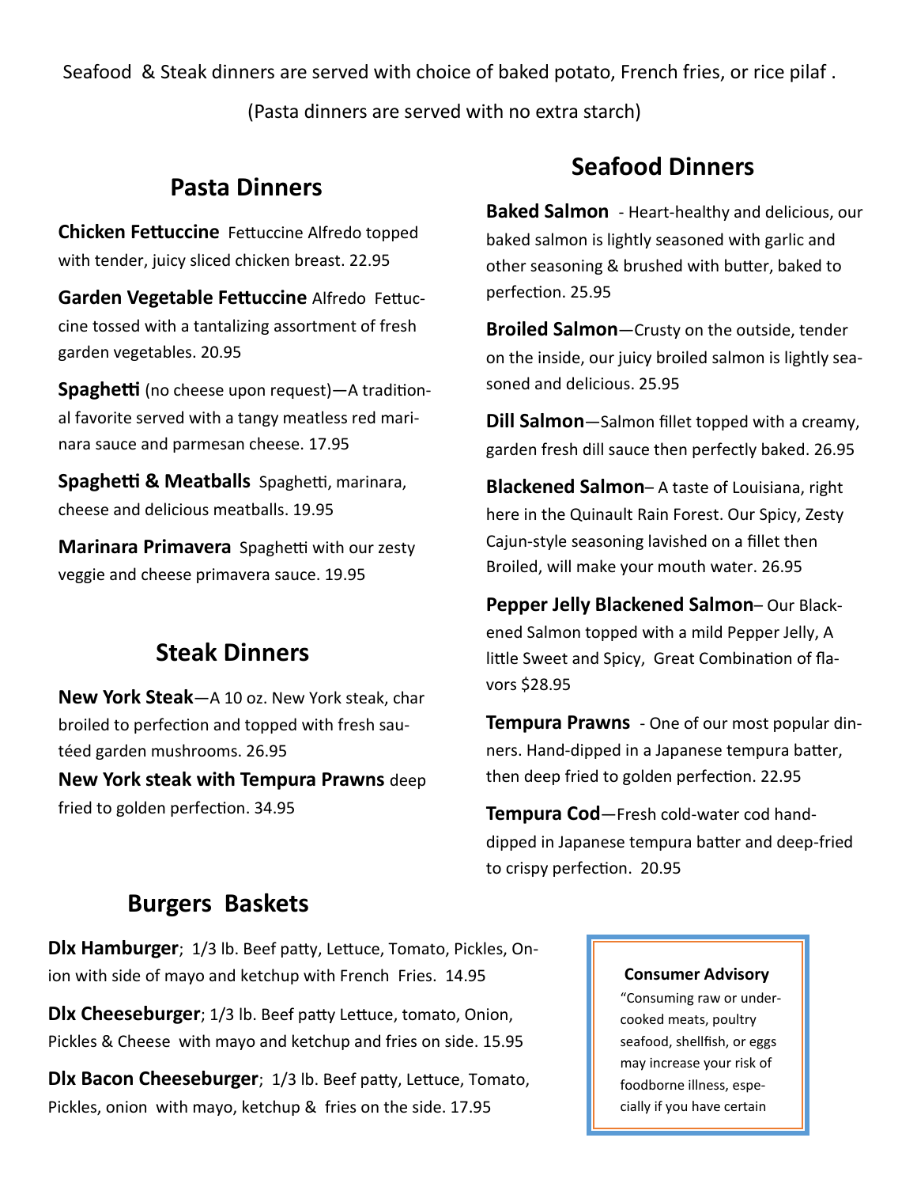Seafood & Steak dinners are served with choice of baked potato, French fries, or rice pilaf .

(Pasta dinners are served with no extra starch)

## Pasta Dinners

**Chicken Fettuccine** Fettuccine Alfredo topped with tender, juicy sliced chicken breast. 22.95

**Garden Vegetable Fettuccine** Alfredo Fettuccine tossed with a tantalizing assortment of fresh garden vegetables. 20.95

**Spaghetti** (no cheese upon request)—A traditional favorite served with a tangy meatless red marinara sauce and parmesan cheese. 17.95

**Spaghetti & Meatballs** Spaghetti, marinara, cheese and delicious meatballs. 19.95

**Marinara Primavera** Spaghetti with our zesty veggie and cheese primavera sauce. 19.95

## Steak Dinners

**New York Steak**—A 10 oz. New York steak, char broiled to perfection and topped with fresh sautéed garden mushrooms. 26.95

**New York steak with Tempura Prawns** deep fried to golden perfection. 34.95

## Seafood Dinners

**Baked Salmon** - Heart-healthy and delicious, our baked salmon is lightly seasoned with garlic and other seasoning & brushed with butter, baked to perfection. 25.95

**Broiled Salmon**—Crusty on the outside, tender on the inside, our juicy broiled salmon is lightly seasoned and delicious. 25.95

**Dill Salmon**—Salmon fillet topped with a creamy, garden fresh dill sauce then perfectly baked. 26.95

**Blackened Salmon**– A taste of Louisiana, right here in the Quinault Rain Forest. Our Spicy, Zesty Cajun-style seasoning lavished on a fillet then Broiled, will make your mouth water. 26.95

**Pepper Jelly Blackened Salmon**– Our Blackened Salmon topped with a mild Pepper Jelly, A little Sweet and Spicy, Great Combination of flavors $28.95

**Tempura Prawns** - One of our most popular dinners. Hand-dipped in a Japanese tempura batter, then deep fried to golden perfection. 22.95

**Tempura Cod**—Fresh cold-water cod hand-dipped in Japanese tempura batter and deep-fried to crispy perfection. 20.95

## Burgers Baskets

**Dlx Hamburger**; 1/3 lb. Beef patty, Lettuce, Tomato, Pickles, Onion with side of mayo and ketchup with French Fries. 14.95

**Dlx Cheeseburger**; 1/3 lb. Beef patty Lettuce, tomato, Onion, Pickles & Cheese with mayo and ketchup and fries on side. 15.95

**Dlx Bacon Cheeseburger**; 1/3 lb. Beef patty, Lettuce, Tomato, Pickles, onion with mayo, ketchup & fries on the side. 17.95

**Consumer Advisory**

"Consuming raw or undercooked meats, poultry seafood, shellfish, or eggs may increase your risk of foodborne illness, especially if you have certain